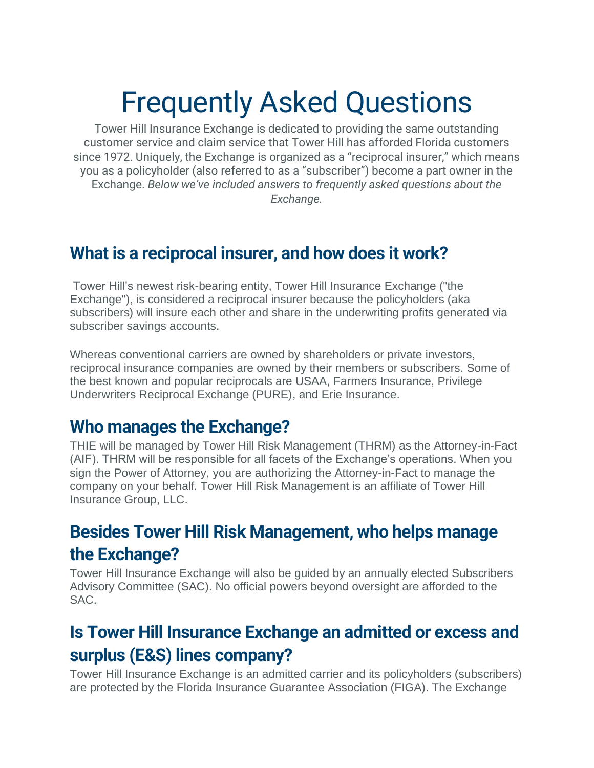# Frequently Asked Questions

Tower Hill Insurance Exchange is dedicated to providing the same outstanding customer service and claim service that Tower Hill has afforded Florida customers since 1972. Uniquely, the Exchange is organized as a “reciprocal insurer,” which means you as a policyholder (also referred to as a “subscriber”) become a part owner in the Exchange. *Below we’ve included answers to frequently asked questions about the Exchange.*

## What is a reciprocal insurer, and how does it work?

Tower Hill’s newest risk-bearing entity, Tower Hill Insurance Exchange ("the Exchange"), is considered a reciprocal insurer because the policyholders (aka subscribers) will insure each other and share in the underwriting profits generated via subscriber savings accounts.

Whereas conventional carriers are owned by shareholders or private investors, reciprocal insurance companies are owned by their members or subscribers. Some of the best known and popular reciprocals are USAA, Farmers Insurance, Privilege Underwriters Reciprocal Exchange (PURE), and Erie Insurance.

## Who manages the Exchange?

THIE will be managed by Tower Hill Risk Management (THRM) as the Attorney-in-Fact (AIF). THRM will be responsible for all facets of the Exchange’s operations. When you sign the Power of Attorney, you are authorizing the Attorney-in-Fact to manage the company on your behalf. Tower Hill Risk Management is an affiliate of Tower Hill Insurance Group, LLC.

## Besides Tower Hill Risk Management, who helps manage the Exchange?

Tower Hill Insurance Exchange will also be guided by an annually elected Subscribers Advisory Committee (SAC). No official powers beyond oversight are afforded to the SAC.

## Is Tower Hill Insurance Exchange an admitted or excess and surplus (E&S) lines company?

Tower Hill Insurance Exchange is an admitted carrier and its policyholders (subscribers) are protected by the Florida Insurance Guarantee Association (FIGA). The Exchange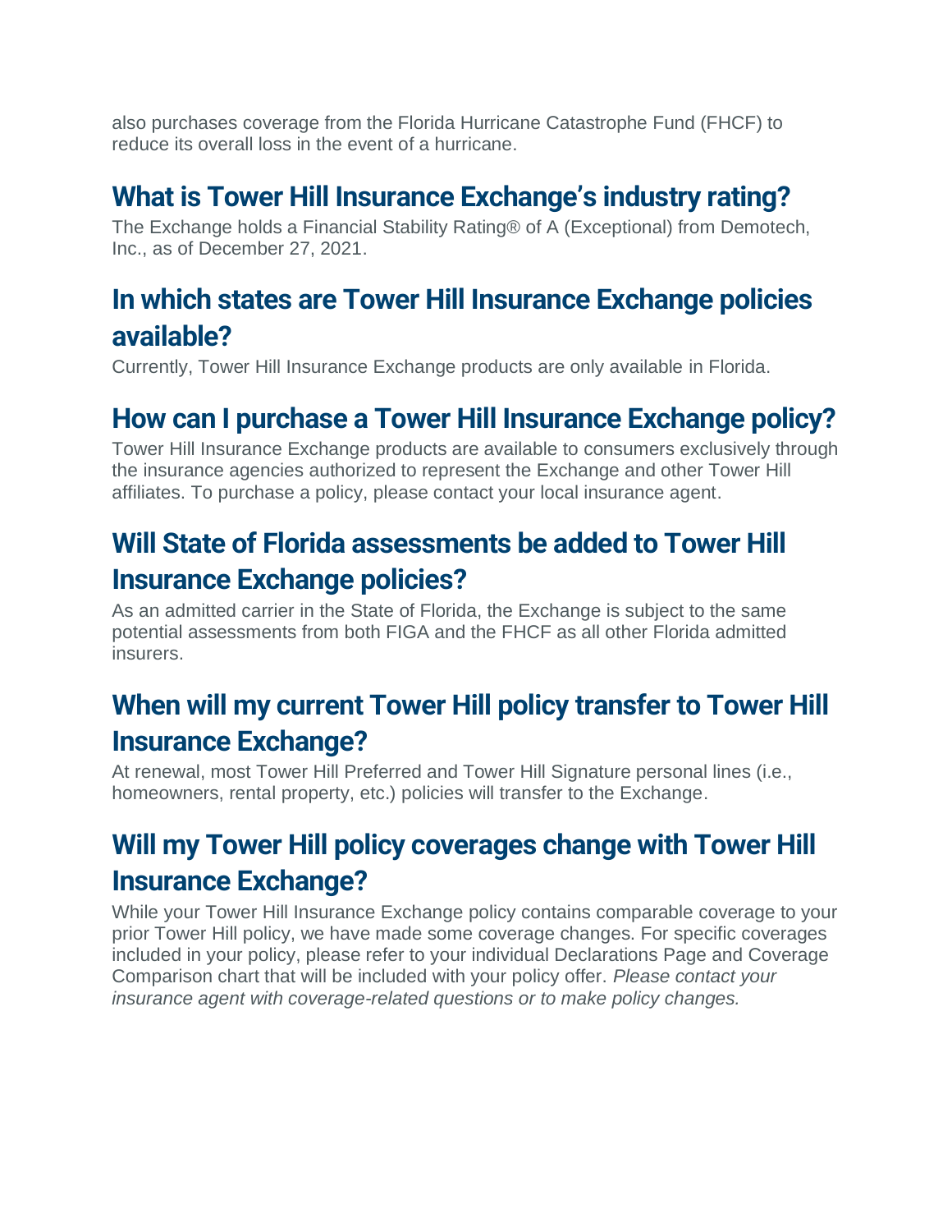also purchases coverage from the Florida Hurricane Catastrophe Fund (FHCF) to reduce its overall loss in the event of a hurricane.

## What is Tower Hill Insurance Exchange's industry rating?

The Exchange holds a Financial Stability Rating® of A (Exceptional) from Demotech, Inc., as of December 27, 2021.

## In which states are Tower Hill Insurance Exchange policies available?

Currently, Tower Hill Insurance Exchange products are only available in Florida.

## How can I purchase a Tower Hill Insurance Exchange policy?

Tower Hill Insurance Exchange products are available to consumers exclusively through the insurance agencies authorized to represent the Exchange and other Tower Hill affiliates. To purchase a policy, please contact your local insurance agent.

## Will State of Florida assessments be added to Tower Hill Insurance Exchange policies?

As an admitted carrier in the State of Florida, the Exchange is subject to the same potential assessments from both FIGA and the FHCF as all other Florida admitted insurers.

## When will my current Tower Hill policy transfer to Tower Hill Insurance Exchange?

At renewal, most Tower Hill Preferred and Tower Hill Signature personal lines (i.e., homeowners, rental property, etc.) policies will transfer to the Exchange.

## Will my Tower Hill policy coverages change with Tower Hill Insurance Exchange?

While your Tower Hill Insurance Exchange policy contains comparable coverage to your prior Tower Hill policy, we have made some coverage changes. For specific coverages included in your policy, please refer to your individual Declarations Page and Coverage Comparison chart that will be included with your policy offer. *Please contact your insurance agent with coverage-related questions or to make policy changes.*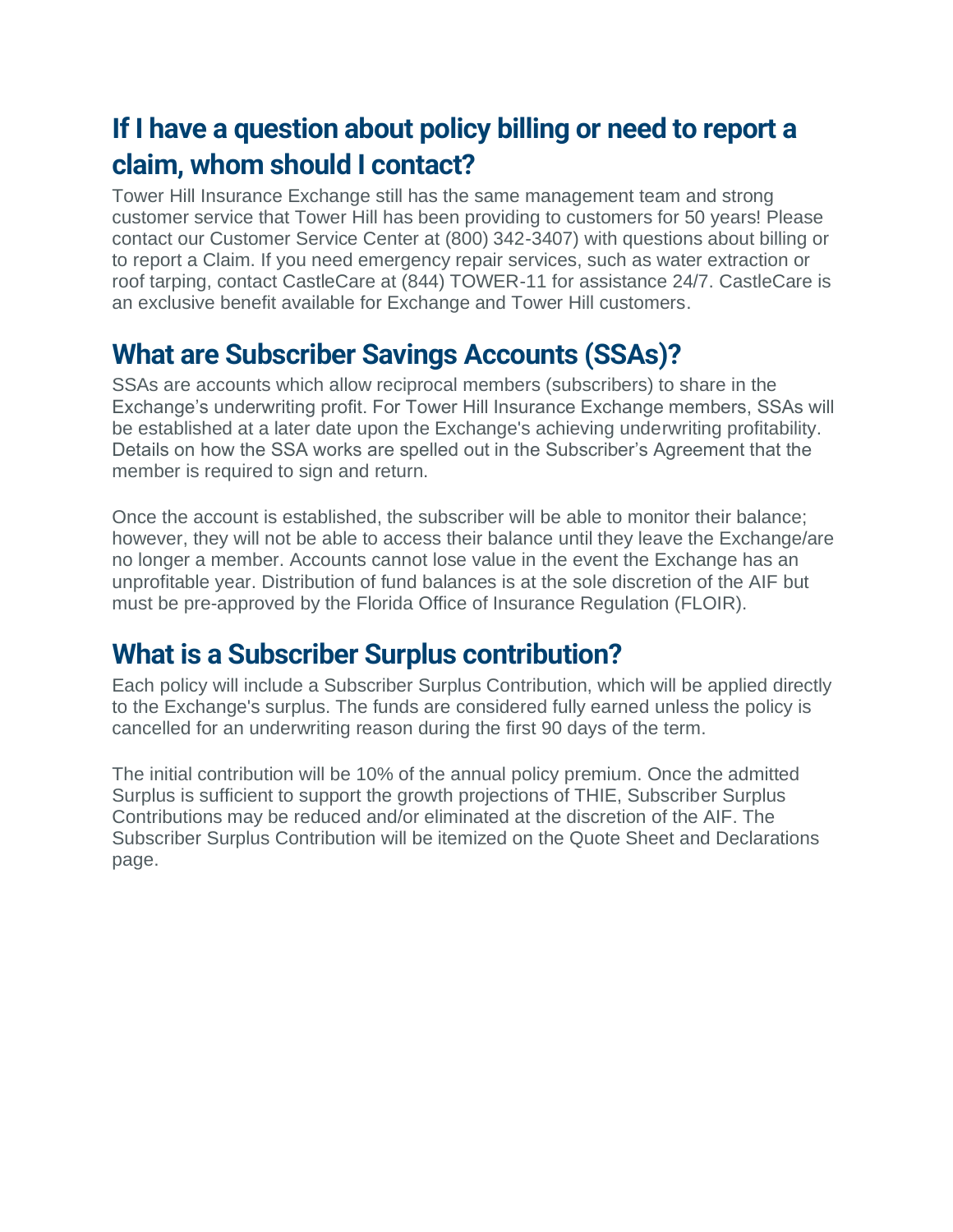## If I have a question about policy billing or need to report a claim, whom should I contact?

Tower Hill Insurance Exchange still has the same management team and strong customer service that Tower Hill has been providing to customers for 50 years! Please contact our Customer Service Center at (800) 342-3407) with questions about billing or to report a Claim. If you need emergency repair services, such as water extraction or roof tarping, contact CastleCare at (844) TOWER-11 for assistance 24/7. CastleCare is an exclusive benefit available for Exchange and Tower Hill customers.

## What are Subscriber Savings Accounts (SSAs)?

SSAs are accounts which allow reciprocal members (subscribers) to share in the Exchange's underwriting profit. For Tower Hill Insurance Exchange members, SSAs will be established at a later date upon the Exchange's achieving underwriting profitability. Details on how the SSA works are spelled out in the Subscriber's Agreement that the member is required to sign and return.

Once the account is established, the subscriber will be able to monitor their balance; however, they will not be able to access their balance until they leave the Exchange/are no longer a member. Accounts cannot lose value in the event the Exchange has an unprofitable year. Distribution of fund balances is at the sole discretion of the AIF but must be pre-approved by the Florida Office of Insurance Regulation (FLOIR).

## What is a Subscriber Surplus contribution?

Each policy will include a Subscriber Surplus Contribution, which will be applied directly to the Exchange's surplus. The funds are considered fully earned unless the policy is cancelled for an underwriting reason during the first 90 days of the term.

The initial contribution will be 10% of the annual policy premium. Once the admitted Surplus is sufficient to support the growth projections of THIE, Subscriber Surplus Contributions may be reduced and/or eliminated at the discretion of the AIF. The Subscriber Surplus Contribution will be itemized on the Quote Sheet and Declarations page.